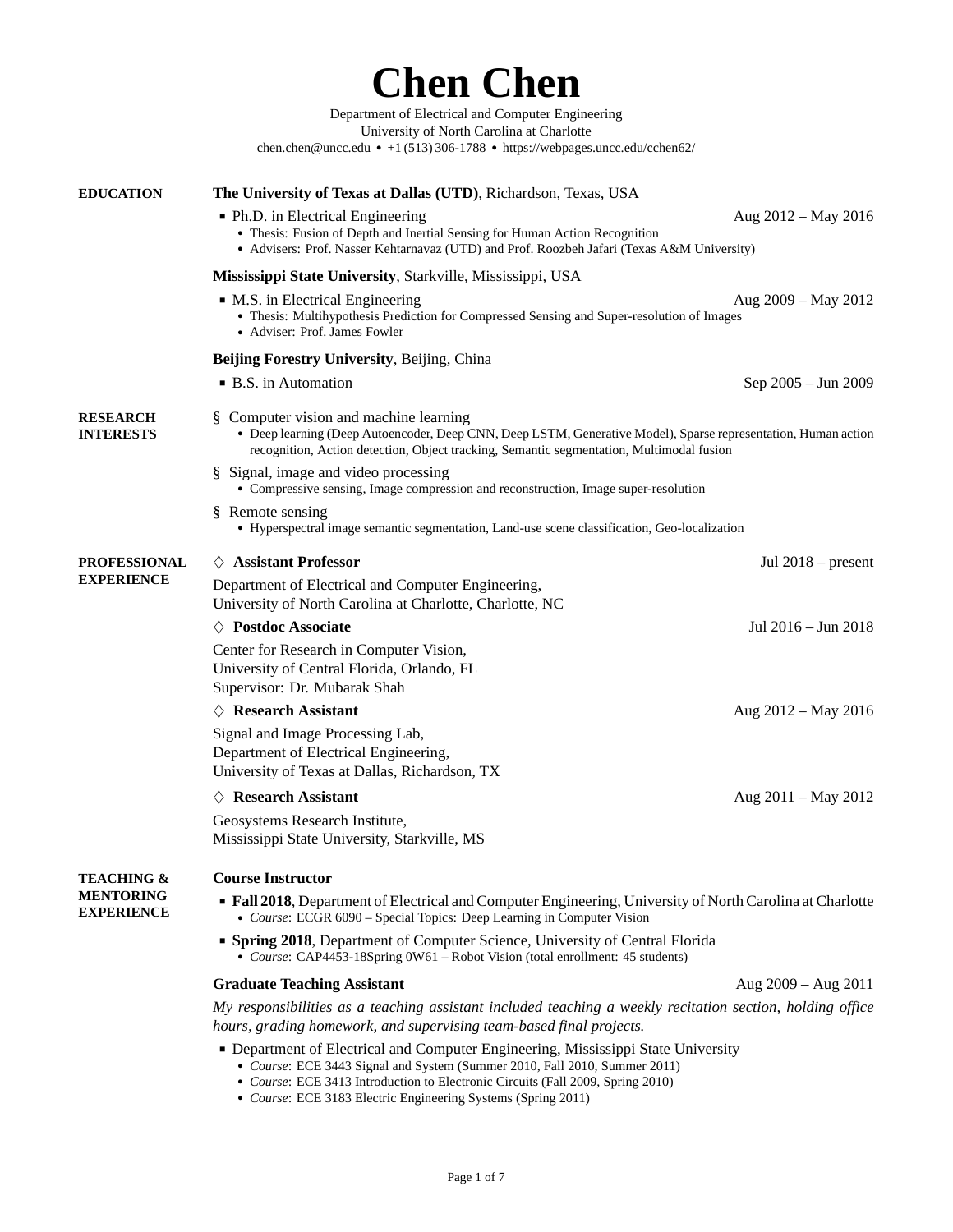# Chen Chen

Department of Electrical and Computer Engineering
University of North Carolina at Charlotte
chen.chen@uncc.edu • +1 (513) 306-1788 • https://webpages.uncc.edu/cchen62/

## EDUCATION

**The University of Texas at Dallas (UTD)**, Richardson, Texas, USA

- Ph.D. in Electrical Engineering — Aug 2012 – May 2016
  - Thesis: Fusion of Depth and Inertial Sensing for Human Action Recognition
  - Advisers: Prof. Nasser Kehtarnavaz (UTD) and Prof. Roozbeh Jafari (Texas A&M University)

**Mississippi State University**, Starkville, Mississippi, USA

- M.S. in Electrical Engineering — Aug 2009 – May 2012
  - Thesis: Multihypothesis Prediction for Compressed Sensing and Super-resolution of Images
  - Adviser: Prof. James Fowler

**Beijing Forestry University**, Beijing, China

- B.S. in Automation — Sep 2005 – Jun 2009

## RESEARCH INTERESTS

§ Computer vision and machine learning
- Deep learning (Deep Autoencoder, Deep CNN, Deep LSTM, Generative Model), Sparse representation, Human action recognition, Action detection, Object tracking, Semantic segmentation, Multimodal fusion

§ Signal, image and video processing
- Compressive sensing, Image compression and reconstruction, Image super-resolution

§ Remote sensing
- Hyperspectral image semantic segmentation, Land-use scene classification, Geo-localization

## PROFESSIONAL EXPERIENCE

♢ **Assistant Professor** — Jul 2018 – present

Department of Electrical and Computer Engineering,
University of North Carolina at Charlotte, Charlotte, NC

♢ **Postdoc Associate** — Jul 2016 – Jun 2018

Center for Research in Computer Vision,
University of Central Florida, Orlando, FL
Supervisor: Dr. Mubarak Shah

♢ **Research Assistant** — Aug 2012 – May 2016

Signal and Image Processing Lab,
Department of Electrical Engineering,
University of Texas at Dallas, Richardson, TX

♢ **Research Assistant** — Aug 2011 – May 2012

Geosystems Research Institute,
Mississippi State University, Starkville, MS

## TEACHING & MENTORING EXPERIENCE

**Course Instructor**

- **Fall 2018**, Department of Electrical and Computer Engineering, University of North Carolina at Charlotte
  - *Course*: ECGR 6090 – Special Topics: Deep Learning in Computer Vision
- **Spring 2018**, Department of Computer Science, University of Central Florida
  - *Course*: CAP4453-18Spring 0W61 – Robot Vision (total enrollment: 45 students)

**Graduate Teaching Assistant** — Aug 2009 – Aug 2011

*My responsibilities as a teaching assistant included teaching a weekly recitation section, holding office hours, grading homework, and supervising team-based final projects.*

- Department of Electrical and Computer Engineering, Mississippi State University
  - *Course*: ECE 3443 Signal and System (Summer 2010, Fall 2010, Summer 2011)
  - *Course*: ECE 3413 Introduction to Electronic Circuits (Fall 2009, Spring 2010)
  - *Course*: ECE 3183 Electric Engineering Systems (Spring 2011)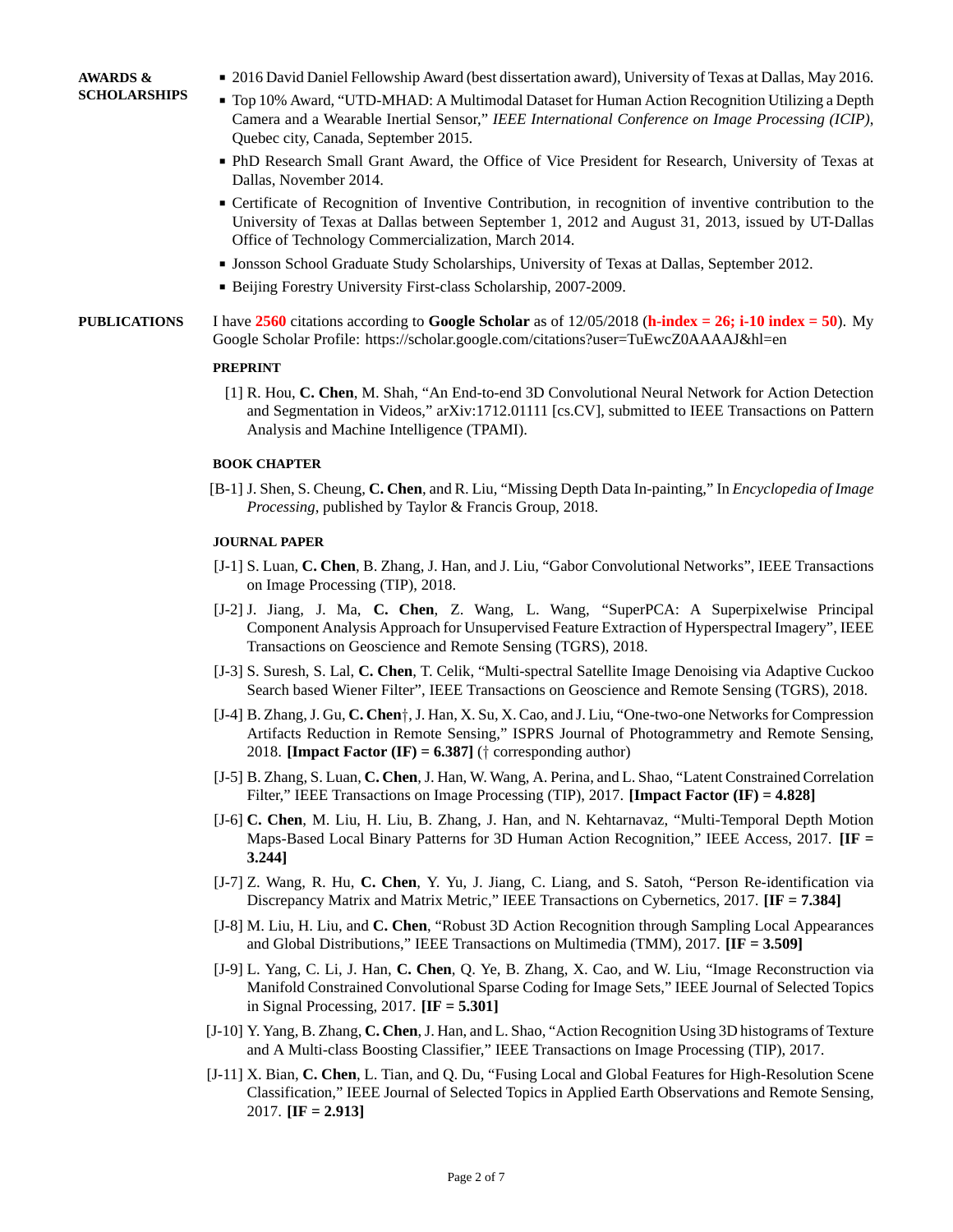## AWARDS & SCHOLARSHIPS

- 2016 David Daniel Fellowship Award (best dissertation award), University of Texas at Dallas, May 2016.
- Top 10% Award, "UTD-MHAD: A Multimodal Dataset for Human Action Recognition Utilizing a Depth Camera and a Wearable Inertial Sensor," *IEEE International Conference on Image Processing (ICIP)*, Quebec city, Canada, September 2015.
- PhD Research Small Grant Award, the Office of Vice President for Research, University of Texas at Dallas, November 2014.
- Certificate of Recognition of Inventive Contribution, in recognition of inventive contribution to the University of Texas at Dallas between September 1, 2012 and August 31, 2013, issued by UT-Dallas Office of Technology Commercialization, March 2014.
- Jonsson School Graduate Study Scholarships, University of Texas at Dallas, September 2012.
- Beijing Forestry University First-class Scholarship, 2007-2009.

## PUBLICATIONS

I have **2560** citations according to **Google Scholar** as of 12/05/2018 (**h-index = 26; i-10 index = 50**). My Google Scholar Profile: https://scholar.google.com/citations?user=TuEwcZ0AAAAJ&hl=en

### PREPRINT

[1] R. Hou, **C. Chen**, M. Shah, "An End-to-end 3D Convolutional Neural Network for Action Detection and Segmentation in Videos," arXiv:1712.01111 [cs.CV], submitted to IEEE Transactions on Pattern Analysis and Machine Intelligence (TPAMI).

### BOOK CHAPTER

[B-1] J. Shen, S. Cheung, **C. Chen**, and R. Liu, "Missing Depth Data In-painting," In *Encyclopedia of Image Processing*, published by Taylor & Francis Group, 2018.

### JOURNAL PAPER

[J-1] S. Luan, **C. Chen**, B. Zhang, J. Han, and J. Liu, "Gabor Convolutional Networks", IEEE Transactions on Image Processing (TIP), 2018.

[J-2] J. Jiang, J. Ma, **C. Chen**, Z. Wang, L. Wang, "SuperPCA: A Superpixelwise Principal Component Analysis Approach for Unsupervised Feature Extraction of Hyperspectral Imagery", IEEE Transactions on Geoscience and Remote Sensing (TGRS), 2018.

[J-3] S. Suresh, S. Lal, **C. Chen**, T. Celik, "Multi-spectral Satellite Image Denoising via Adaptive Cuckoo Search based Wiener Filter", IEEE Transactions on Geoscience and Remote Sensing (TGRS), 2018.

[J-4] B. Zhang, J. Gu, **C. Chen**†, J. Han, X. Su, X. Cao, and J. Liu, "One-two-one Networks for Compression Artifacts Reduction in Remote Sensing," ISPRS Journal of Photogrammetry and Remote Sensing, 2018. **[Impact Factor (IF) = 6.387]** († corresponding author)

[J-5] B. Zhang, S. Luan, **C. Chen**, J. Han, W. Wang, A. Perina, and L. Shao, "Latent Constrained Correlation Filter," IEEE Transactions on Image Processing (TIP), 2017. **[Impact Factor (IF) = 4.828]**

[J-6] **C. Chen**, M. Liu, H. Liu, B. Zhang, J. Han, and N. Kehtarnavaz, "Multi-Temporal Depth Motion Maps-Based Local Binary Patterns for 3D Human Action Recognition," IEEE Access, 2017. **[IF = 3.244]**

[J-7] Z. Wang, R. Hu, **C. Chen**, Y. Yu, J. Jiang, C. Liang, and S. Satoh, "Person Re-identification via Discrepancy Matrix and Matrix Metric," IEEE Transactions on Cybernetics, 2017. **[IF = 7.384]**

[J-8] M. Liu, H. Liu, and **C. Chen**, "Robust 3D Action Recognition through Sampling Local Appearances and Global Distributions," IEEE Transactions on Multimedia (TMM), 2017. **[IF = 3.509]**

[J-9] L. Yang, C. Li, J. Han, **C. Chen**, Q. Ye, B. Zhang, X. Cao, and W. Liu, "Image Reconstruction via Manifold Constrained Convolutional Sparse Coding for Image Sets," IEEE Journal of Selected Topics in Signal Processing, 2017. **[IF = 5.301]**

[J-10] Y. Yang, B. Zhang, **C. Chen**, J. Han, and L. Shao, "Action Recognition Using 3D histograms of Texture and A Multi-class Boosting Classifier," IEEE Transactions on Image Processing (TIP), 2017.

[J-11] X. Bian, **C. Chen**, L. Tian, and Q. Du, "Fusing Local and Global Features for High-Resolution Scene Classification," IEEE Journal of Selected Topics in Applied Earth Observations and Remote Sensing, 2017. **[IF = 2.913]**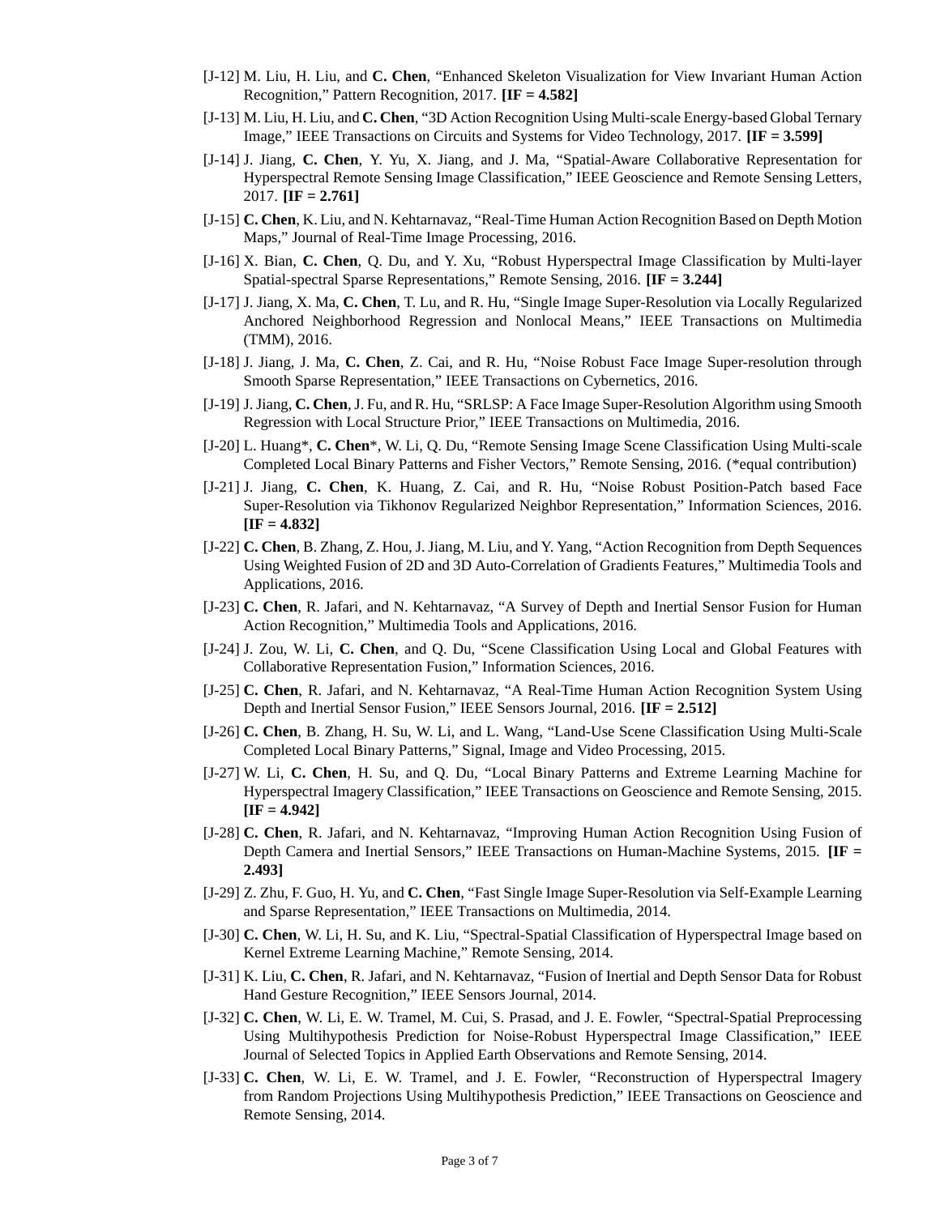[J-12] M. Liu, H. Liu, and **C. Chen**, “Enhanced Skeleton Visualization for View Invariant Human Action Recognition,” Pattern Recognition, 2017. **[IF = 4.582]**

[J-13] M. Liu, H. Liu, and **C. Chen**, “3D Action Recognition Using Multi-scale Energy-based Global Ternary Image,” IEEE Transactions on Circuits and Systems for Video Technology, 2017. **[IF = 3.599]**

[J-14] J. Jiang, **C. Chen**, Y. Yu, X. Jiang, and J. Ma, “Spatial-Aware Collaborative Representation for Hyperspectral Remote Sensing Image Classification,” IEEE Geoscience and Remote Sensing Letters, 2017. **[IF = 2.761]**

[J-15] **C. Chen**, K. Liu, and N. Kehtarnavaz, “Real-Time Human Action Recognition Based on Depth Motion Maps,” Journal of Real-Time Image Processing, 2016.

[J-16] X. Bian, **C. Chen**, Q. Du, and Y. Xu, “Robust Hyperspectral Image Classification by Multi-layer Spatial-spectral Sparse Representations,” Remote Sensing, 2016. **[IF = 3.244]**

[J-17] J. Jiang, X. Ma, **C. Chen**, T. Lu, and R. Hu, “Single Image Super-Resolution via Locally Regularized Anchored Neighborhood Regression and Nonlocal Means,” IEEE Transactions on Multimedia (TMM), 2016.

[J-18] J. Jiang, J. Ma, **C. Chen**, Z. Cai, and R. Hu, “Noise Robust Face Image Super-resolution through Smooth Sparse Representation,” IEEE Transactions on Cybernetics, 2016.

[J-19] J. Jiang, **C. Chen**, J. Fu, and R. Hu, “SRLSP: A Face Image Super-Resolution Algorithm using Smooth Regression with Local Structure Prior,” IEEE Transactions on Multimedia, 2016.

[J-20] L. Huang*, **C. Chen***, W. Li, Q. Du, “Remote Sensing Image Scene Classification Using Multi-scale Completed Local Binary Patterns and Fisher Vectors,” Remote Sensing, 2016. (*equal contribution)

[J-21] J. Jiang, **C. Chen**, K. Huang, Z. Cai, and R. Hu, “Noise Robust Position-Patch based Face Super-Resolution via Tikhonov Regularized Neighbor Representation,” Information Sciences, 2016. **[IF = 4.832]**

[J-22] **C. Chen**, B. Zhang, Z. Hou, J. Jiang, M. Liu, and Y. Yang, “Action Recognition from Depth Sequences Using Weighted Fusion of 2D and 3D Auto-Correlation of Gradients Features,” Multimedia Tools and Applications, 2016.

[J-23] **C. Chen**, R. Jafari, and N. Kehtarnavaz, “A Survey of Depth and Inertial Sensor Fusion for Human Action Recognition,” Multimedia Tools and Applications, 2016.

[J-24] J. Zou, W. Li, **C. Chen**, and Q. Du, “Scene Classification Using Local and Global Features with Collaborative Representation Fusion,” Information Sciences, 2016.

[J-25] **C. Chen**, R. Jafari, and N. Kehtarnavaz, “A Real-Time Human Action Recognition System Using Depth and Inertial Sensor Fusion,” IEEE Sensors Journal, 2016. **[IF = 2.512]**

[J-26] **C. Chen**, B. Zhang, H. Su, W. Li, and L. Wang, “Land-Use Scene Classification Using Multi-Scale Completed Local Binary Patterns,” Signal, Image and Video Processing, 2015.

[J-27] W. Li, **C. Chen**, H. Su, and Q. Du, “Local Binary Patterns and Extreme Learning Machine for Hyperspectral Imagery Classification,” IEEE Transactions on Geoscience and Remote Sensing, 2015. **[IF = 4.942]**

[J-28] **C. Chen**, R. Jafari, and N. Kehtarnavaz, “Improving Human Action Recognition Using Fusion of Depth Camera and Inertial Sensors,” IEEE Transactions on Human-Machine Systems, 2015. **[IF = 2.493]**

[J-29] Z. Zhu, F. Guo, H. Yu, and **C. Chen**, “Fast Single Image Super-Resolution via Self-Example Learning and Sparse Representation,” IEEE Transactions on Multimedia, 2014.

[J-30] **C. Chen**, W. Li, H. Su, and K. Liu, “Spectral-Spatial Classification of Hyperspectral Image based on Kernel Extreme Learning Machine,” Remote Sensing, 2014.

[J-31] K. Liu, **C. Chen**, R. Jafari, and N. Kehtarnavaz, “Fusion of Inertial and Depth Sensor Data for Robust Hand Gesture Recognition,” IEEE Sensors Journal, 2014.

[J-32] **C. Chen**, W. Li, E. W. Tramel, M. Cui, S. Prasad, and J. E. Fowler, “Spectral-Spatial Preprocessing Using Multihypothesis Prediction for Noise-Robust Hyperspectral Image Classification,” IEEE Journal of Selected Topics in Applied Earth Observations and Remote Sensing, 2014.

[J-33] **C. Chen**, W. Li, E. W. Tramel, and J. E. Fowler, “Reconstruction of Hyperspectral Imagery from Random Projections Using Multihypothesis Prediction,” IEEE Transactions on Geoscience and Remote Sensing, 2014.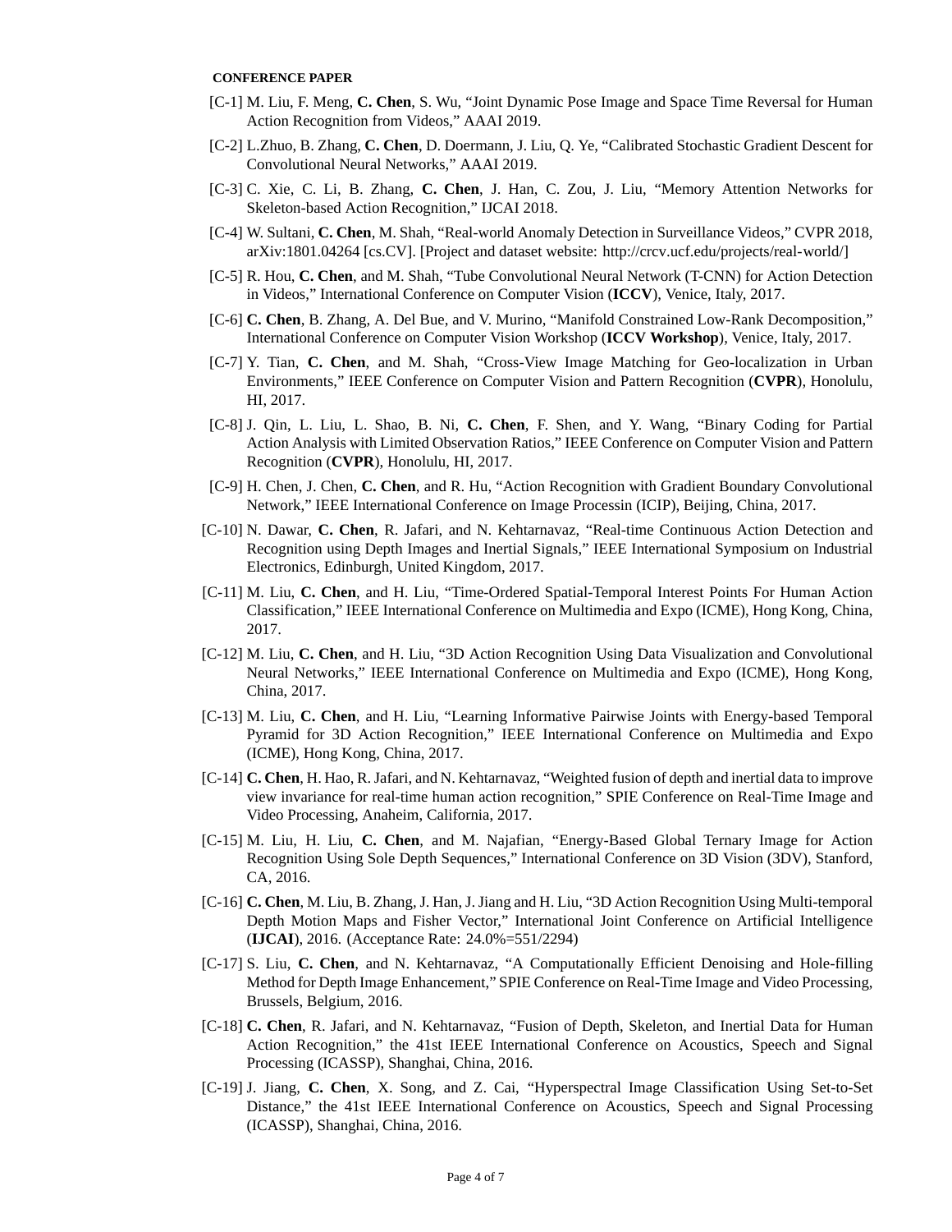**CONFERENCE PAPER**

[C-1] M. Liu, F. Meng, **C. Chen**, S. Wu, "Joint Dynamic Pose Image and Space Time Reversal for Human Action Recognition from Videos," AAAI 2019.

[C-2] L.Zhuo, B. Zhang, **C. Chen**, D. Doermann, J. Liu, Q. Ye, "Calibrated Stochastic Gradient Descent for Convolutional Neural Networks," AAAI 2019.

[C-3] C. Xie, C. Li, B. Zhang, **C. Chen**, J. Han, C. Zou, J. Liu, "Memory Attention Networks for Skeleton-based Action Recognition," IJCAI 2018.

[C-4] W. Sultani, **C. Chen**, M. Shah, "Real-world Anomaly Detection in Surveillance Videos," CVPR 2018, arXiv:1801.04264 [cs.CV]. [Project and dataset website: http://crcv.ucf.edu/projects/real-world/]

[C-5] R. Hou, **C. Chen**, and M. Shah, "Tube Convolutional Neural Network (T-CNN) for Action Detection in Videos," International Conference on Computer Vision (**ICCV**), Venice, Italy, 2017.

[C-6] **C. Chen**, B. Zhang, A. Del Bue, and V. Murino, "Manifold Constrained Low-Rank Decomposition," International Conference on Computer Vision Workshop (**ICCV Workshop**), Venice, Italy, 2017.

[C-7] Y. Tian, **C. Chen**, and M. Shah, "Cross-View Image Matching for Geo-localization in Urban Environments," IEEE Conference on Computer Vision and Pattern Recognition (**CVPR**), Honolulu, HI, 2017.

[C-8] J. Qin, L. Liu, L. Shao, B. Ni, **C. Chen**, F. Shen, and Y. Wang, "Binary Coding for Partial Action Analysis with Limited Observation Ratios," IEEE Conference on Computer Vision and Pattern Recognition (**CVPR**), Honolulu, HI, 2017.

[C-9] H. Chen, J. Chen, **C. Chen**, and R. Hu, "Action Recognition with Gradient Boundary Convolutional Network," IEEE International Conference on Image Processin (ICIP), Beijing, China, 2017.

[C-10] N. Dawar, **C. Chen**, R. Jafari, and N. Kehtarnavaz, "Real-time Continuous Action Detection and Recognition using Depth Images and Inertial Signals," IEEE International Symposium on Industrial Electronics, Edinburgh, United Kingdom, 2017.

[C-11] M. Liu, **C. Chen**, and H. Liu, "Time-Ordered Spatial-Temporal Interest Points For Human Action Classification," IEEE International Conference on Multimedia and Expo (ICME), Hong Kong, China, 2017.

[C-12] M. Liu, **C. Chen**, and H. Liu, "3D Action Recognition Using Data Visualization and Convolutional Neural Networks," IEEE International Conference on Multimedia and Expo (ICME), Hong Kong, China, 2017.

[C-13] M. Liu, **C. Chen**, and H. Liu, "Learning Informative Pairwise Joints with Energy-based Temporal Pyramid for 3D Action Recognition," IEEE International Conference on Multimedia and Expo (ICME), Hong Kong, China, 2017.

[C-14] **C. Chen**, H. Hao, R. Jafari, and N. Kehtarnavaz, "Weighted fusion of depth and inertial data to improve view invariance for real-time human action recognition," SPIE Conference on Real-Time Image and Video Processing, Anaheim, California, 2017.

[C-15] M. Liu, H. Liu, **C. Chen**, and M. Najafian, "Energy-Based Global Ternary Image for Action Recognition Using Sole Depth Sequences," International Conference on 3D Vision (3DV), Stanford, CA, 2016.

[C-16] **C. Chen**, M. Liu, B. Zhang, J. Han, J. Jiang and H. Liu, "3D Action Recognition Using Multi-temporal Depth Motion Maps and Fisher Vector," International Joint Conference on Artificial Intelligence (**IJCAI**), 2016. (Acceptance Rate: 24.0%=551/2294)

[C-17] S. Liu, **C. Chen**, and N. Kehtarnavaz, "A Computationally Efficient Denoising and Hole-filling Method for Depth Image Enhancement," SPIE Conference on Real-Time Image and Video Processing, Brussels, Belgium, 2016.

[C-18] **C. Chen**, R. Jafari, and N. Kehtarnavaz, "Fusion of Depth, Skeleton, and Inertial Data for Human Action Recognition," the 41st IEEE International Conference on Acoustics, Speech and Signal Processing (ICASSP), Shanghai, China, 2016.

[C-19] J. Jiang, **C. Chen**, X. Song, and Z. Cai, "Hyperspectral Image Classification Using Set-to-Set Distance," the 41st IEEE International Conference on Acoustics, Speech and Signal Processing (ICASSP), Shanghai, China, 2016.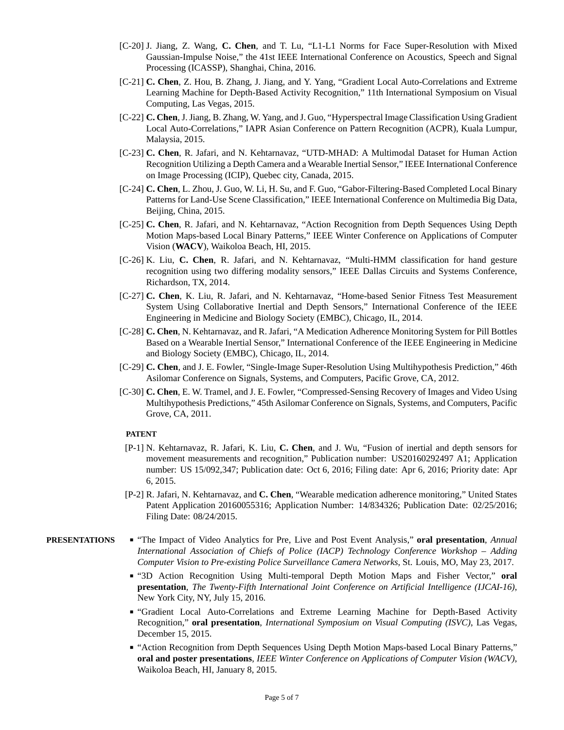- [C-20] J. Jiang, Z. Wang, **C. Chen**, and T. Lu, “L1-L1 Norms for Face Super-Resolution with Mixed Gaussian-Impulse Noise,” the 41st IEEE International Conference on Acoustics, Speech and Signal Processing (ICASSP), Shanghai, China, 2016.
- [C-21] **C. Chen**, Z. Hou, B. Zhang, J. Jiang, and Y. Yang, “Gradient Local Auto-Correlations and Extreme Learning Machine for Depth-Based Activity Recognition,” 11th International Symposium on Visual Computing, Las Vegas, 2015.
- [C-22] **C. Chen**, J. Jiang, B. Zhang, W. Yang, and J. Guo, “Hyperspectral Image Classification Using Gradient Local Auto-Correlations,” IAPR Asian Conference on Pattern Recognition (ACPR), Kuala Lumpur, Malaysia, 2015.
- [C-23] **C. Chen**, R. Jafari, and N. Kehtarnavaz, “UTD-MHAD: A Multimodal Dataset for Human Action Recognition Utilizing a Depth Camera and a Wearable Inertial Sensor,” IEEE International Conference on Image Processing (ICIP), Quebec city, Canada, 2015.
- [C-24] **C. Chen**, L. Zhou, J. Guo, W. Li, H. Su, and F. Guo, “Gabor-Filtering-Based Completed Local Binary Patterns for Land-Use Scene Classification,” IEEE International Conference on Multimedia Big Data, Beijing, China, 2015.
- [C-25] **C. Chen**, R. Jafari, and N. Kehtarnavaz, “Action Recognition from Depth Sequences Using Depth Motion Maps-based Local Binary Patterns,” IEEE Winter Conference on Applications of Computer Vision (**WACV**), Waikoloa Beach, HI, 2015.
- [C-26] K. Liu, **C. Chen**, R. Jafari, and N. Kehtarnavaz, “Multi-HMM classification for hand gesture recognition using two differing modality sensors,” IEEE Dallas Circuits and Systems Conference, Richardson, TX, 2014.
- [C-27] **C. Chen**, K. Liu, R. Jafari, and N. Kehtarnavaz, “Home-based Senior Fitness Test Measurement System Using Collaborative Inertial and Depth Sensors,” International Conference of the IEEE Engineering in Medicine and Biology Society (EMBC), Chicago, IL, 2014.
- [C-28] **C. Chen**, N. Kehtarnavaz, and R. Jafari, “A Medication Adherence Monitoring System for Pill Bottles Based on a Wearable Inertial Sensor,” International Conference of the IEEE Engineering in Medicine and Biology Society (EMBC), Chicago, IL, 2014.
- [C-29] **C. Chen**, and J. E. Fowler, “Single-Image Super-Resolution Using Multihypothesis Prediction,” 46th Asilomar Conference on Signals, Systems, and Computers, Pacific Grove, CA, 2012.
- [C-30] **C. Chen**, E. W. Tramel, and J. E. Fowler, “Compressed-Sensing Recovery of Images and Video Using Multihypothesis Predictions,” 45th Asilomar Conference on Signals, Systems, and Computers, Pacific Grove, CA, 2011.

**PATENT**

- [P-1] N. Kehtarnavaz, R. Jafari, K. Liu, **C. Chen**, and J. Wu, “Fusion of inertial and depth sensors for movement measurements and recognition,” Publication number: US20160292497 A1; Application number: US 15/092,347; Publication date: Oct 6, 2016; Filing date: Apr 6, 2016; Priority date: Apr 6, 2015.
- [P-2] R. Jafari, N. Kehtarnavaz, and **C. Chen**, “Wearable medication adherence monitoring,” United States Patent Application 20160055316; Application Number: 14/834326; Publication Date: 02/25/2016; Filing Date: 08/24/2015.

## PRESENTATIONS

- “The Impact of Video Analytics for Pre, Live and Post Event Analysis,” **oral presentation**, *Annual International Association of Chiefs of Police (IACP) Technology Conference Workshop – Adding Computer Vision to Pre-existing Police Surveillance Camera Networks*, St. Louis, MO, May 23, 2017.
- “3D Action Recognition Using Multi-temporal Depth Motion Maps and Fisher Vector,” **oral presentation**, *The Twenty-Fifth International Joint Conference on Artificial Intelligence (IJCAI-16)*, New York City, NY, July 15, 2016.
- “Gradient Local Auto-Correlations and Extreme Learning Machine for Depth-Based Activity Recognition,” **oral presentation**, *International Symposium on Visual Computing (ISVC)*, Las Vegas, December 15, 2015.
- “Action Recognition from Depth Sequences Using Depth Motion Maps-based Local Binary Patterns,” **oral and poster presentations**, *IEEE Winter Conference on Applications of Computer Vision (WACV)*, Waikoloa Beach, HI, January 8, 2015.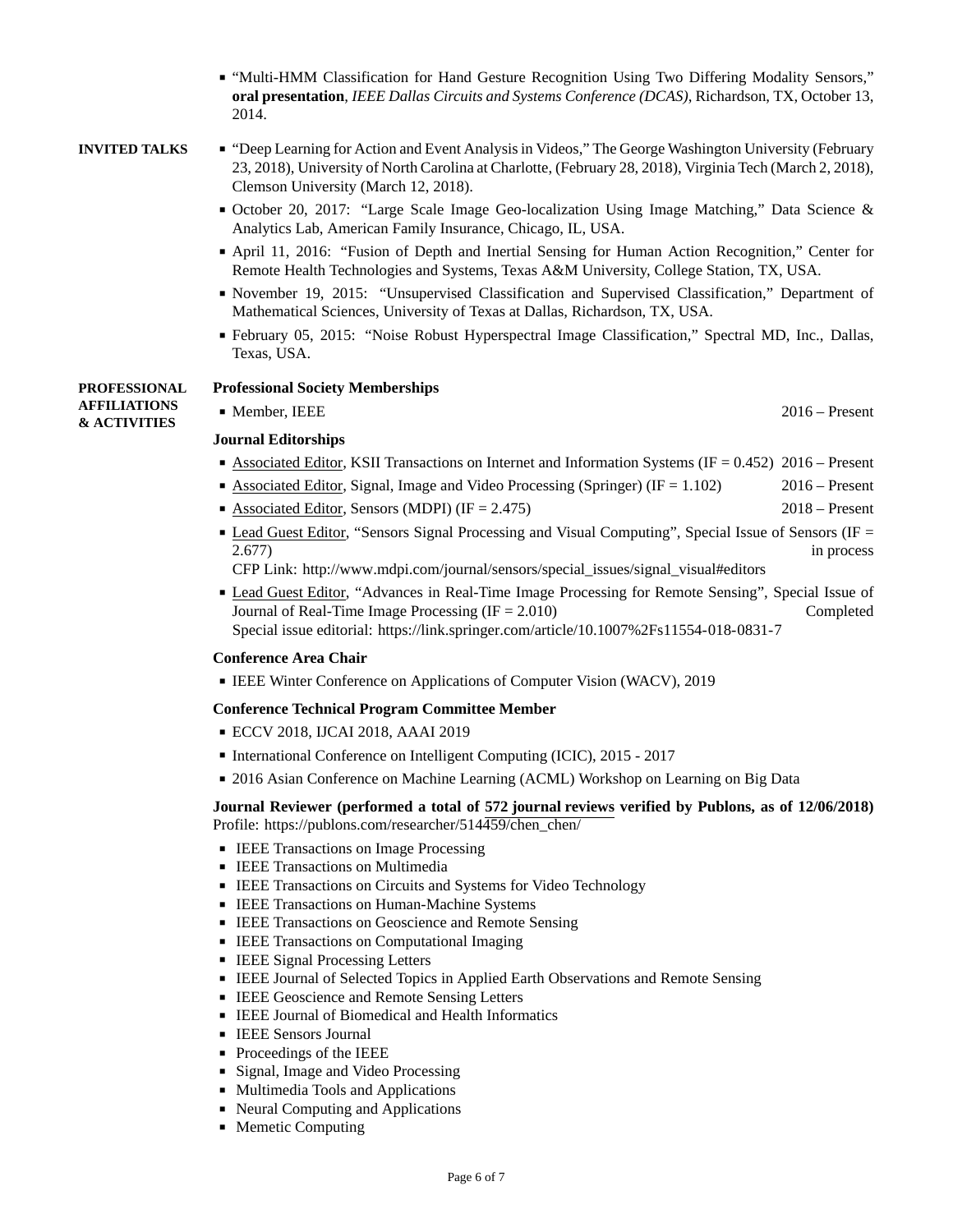- "Multi-HMM Classification for Hand Gesture Recognition Using Two Differing Modality Sensors," **oral presentation**, *IEEE Dallas Circuits and Systems Conference (DCAS)*, Richardson, TX, October 13, 2014.

## INVITED TALKS

- "Deep Learning for Action and Event Analysis in Videos," The George Washington University (February 23, 2018), University of North Carolina at Charlotte, (February 28, 2018), Virginia Tech (March 2, 2018), Clemson University (March 12, 2018).
- October 20, 2017: "Large Scale Image Geo-localization Using Image Matching," Data Science & Analytics Lab, American Family Insurance, Chicago, IL, USA.
- April 11, 2016: "Fusion of Depth and Inertial Sensing for Human Action Recognition," Center for Remote Health Technologies and Systems, Texas A&M University, College Station, TX, USA.
- November 19, 2015: "Unsupervised Classification and Supervised Classification," Department of Mathematical Sciences, University of Texas at Dallas, Richardson, TX, USA.
- February 05, 2015: "Noise Robust Hyperspectral Image Classification," Spectral MD, Inc., Dallas, Texas, USA.

## PROFESSIONAL AFFILIATIONS & ACTIVITIES

**Professional Society Memberships**

- Member, IEEE — 2016 – Present

**Journal Editorships**

- Associated Editor, KSII Transactions on Internet and Information Systems (IF = 0.452) — 2016 – Present
- Associated Editor, Signal, Image and Video Processing (Springer) (IF = 1.102) — 2016 – Present
- Associated Editor, Sensors (MDPI) (IF = 2.475) — 2018 – Present
- Lead Guest Editor, "Sensors Signal Processing and Visual Computing", Special Issue of Sensors (IF = 2.677) — in process
  CFP Link: http://www.mdpi.com/journal/sensors/special_issues/signal_visual#editors
- Lead Guest Editor, "Advances in Real-Time Image Processing for Remote Sensing", Special Issue of Journal of Real-Time Image Processing (IF = 2.010) — Completed
  Special issue editorial: https://link.springer.com/article/10.1007%2Fs11554-018-0831-7

**Conference Area Chair**

- IEEE Winter Conference on Applications of Computer Vision (WACV), 2019

**Conference Technical Program Committee Member**

- ECCV 2018, IJCAI 2018, AAAI 2019
- International Conference on Intelligent Computing (ICIC), 2015 - 2017
- 2016 Asian Conference on Machine Learning (ACML) Workshop on Learning on Big Data

**Journal Reviewer (performed a total of 572 journal reviews verified by Publons, as of 12/06/2018)**
Profile: https://publons.com/researcher/514459/chen_chen/

- IEEE Transactions on Image Processing
- IEEE Transactions on Multimedia
- IEEE Transactions on Circuits and Systems for Video Technology
- IEEE Transactions on Human-Machine Systems
- IEEE Transactions on Geoscience and Remote Sensing
- IEEE Transactions on Computational Imaging
- IEEE Signal Processing Letters
- IEEE Journal of Selected Topics in Applied Earth Observations and Remote Sensing
- IEEE Geoscience and Remote Sensing Letters
- IEEE Journal of Biomedical and Health Informatics
- IEEE Sensors Journal
- Proceedings of the IEEE
- Signal, Image and Video Processing
- Multimedia Tools and Applications
- Neural Computing and Applications
- Memetic Computing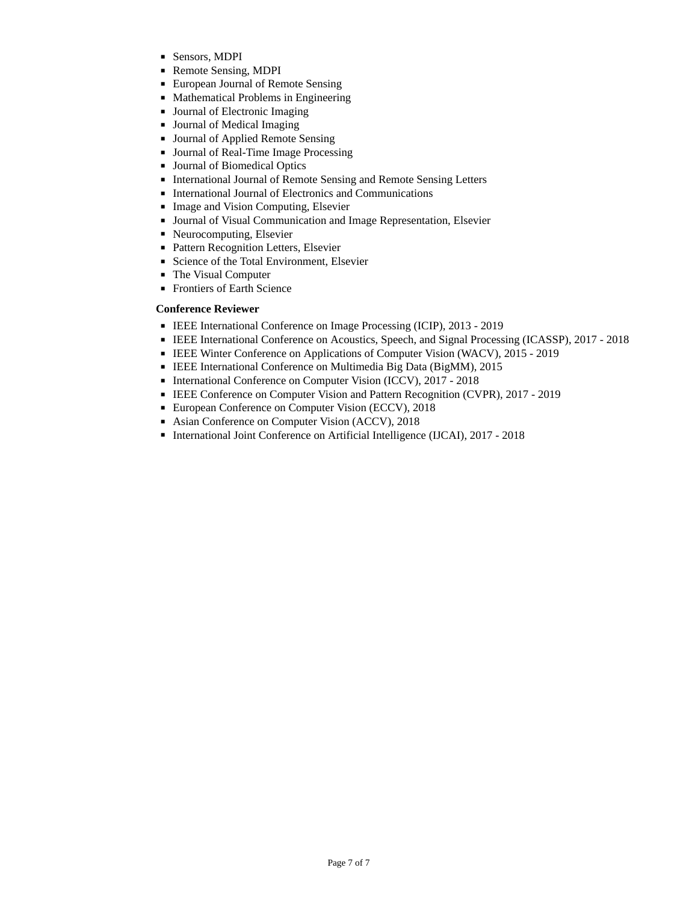- Sensors, MDPI
- Remote Sensing, MDPI
- European Journal of Remote Sensing
- Mathematical Problems in Engineering
- Journal of Electronic Imaging
- Journal of Medical Imaging
- Journal of Applied Remote Sensing
- Journal of Real-Time Image Processing
- Journal of Biomedical Optics
- International Journal of Remote Sensing and Remote Sensing Letters
- International Journal of Electronics and Communications
- Image and Vision Computing, Elsevier
- Journal of Visual Communication and Image Representation, Elsevier
- Neurocomputing, Elsevier
- Pattern Recognition Letters, Elsevier
- Science of the Total Environment, Elsevier
- The Visual Computer
- Frontiers of Earth Science

**Conference Reviewer**

- IEEE International Conference on Image Processing (ICIP), 2013 - 2019
- IEEE International Conference on Acoustics, Speech, and Signal Processing (ICASSP), 2017 - 2018
- IEEE Winter Conference on Applications of Computer Vision (WACV), 2015 - 2019
- IEEE International Conference on Multimedia Big Data (BigMM), 2015
- International Conference on Computer Vision (ICCV), 2017 - 2018
- IEEE Conference on Computer Vision and Pattern Recognition (CVPR), 2017 - 2019
- European Conference on Computer Vision (ECCV), 2018
- Asian Conference on Computer Vision (ACCV), 2018
- International Joint Conference on Artificial Intelligence (IJCAI), 2017 - 2018